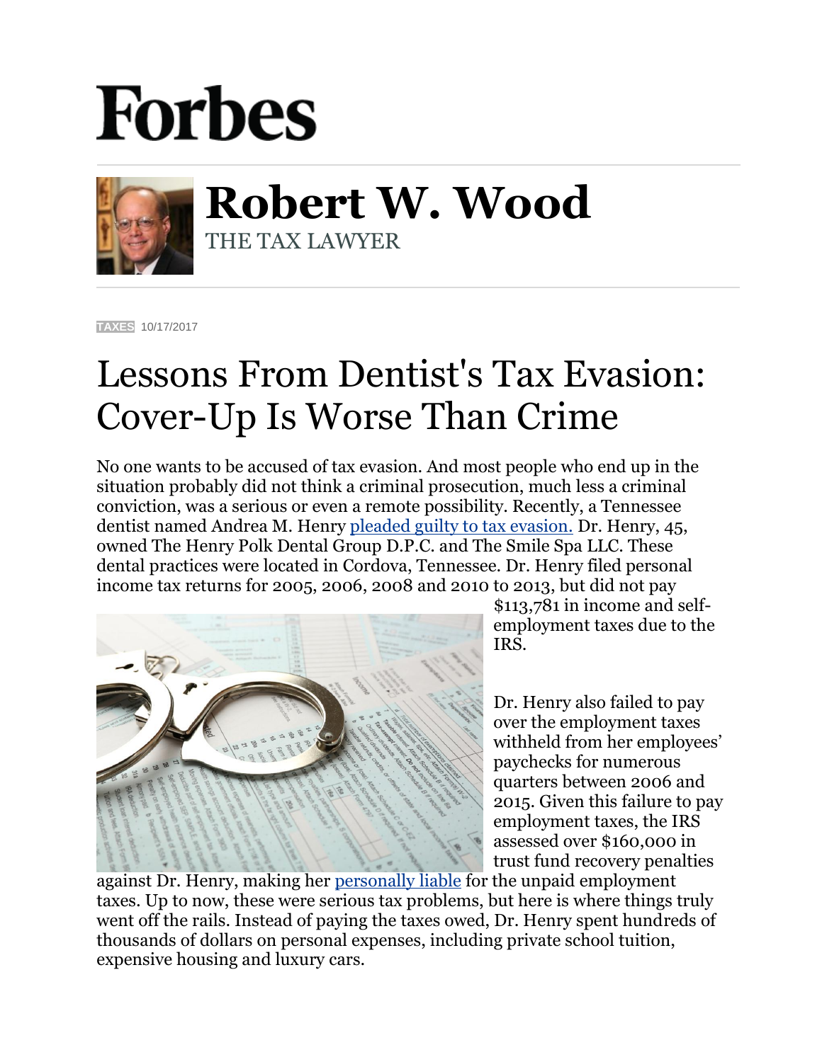# Forbes

## Robert W. Wood

THE TAX LAWYER

TAXES 10/17/2017

# Lessons From Dentist's Tax Evasion: Cover-Up Is Worse Than Crime

No one wants to be accused of tax evasion. And most people who end up in the situation probably did not think a criminal prosecution, much less a criminal conviction, was a serious or even a remote possibility. Recently, a Tennessee dentist named Andrea M. Henry [pleaded guilty to tax evasion.](#) Dr. Henry, 45, owned The Henry Polk Dental Group D.P.C. and The Smile Spa LLC. These dental practices were located in Cordova, Tennessee. Dr. Henry filed personal income tax returns for 2005, 2006, 2008 and 2010 to 2013, but did not pay $113,781 in income and self-employment taxes due to the IRS.

Dr. Henry also failed to pay over the employment taxes withheld from her employees' paychecks for numerous quarters between 2006 and 2015. Given this failure to pay employment taxes, the IRS assessed over $160,000 in trust fund recovery penalties against Dr. Henry, making her [personally liable](#) for the unpaid employment taxes. Up to now, these were serious tax problems, but here is where things truly went off the rails. Instead of paying the taxes owed, Dr. Henry spent hundreds of thousands of dollars on personal expenses, including private school tuition, expensive housing and luxury cars.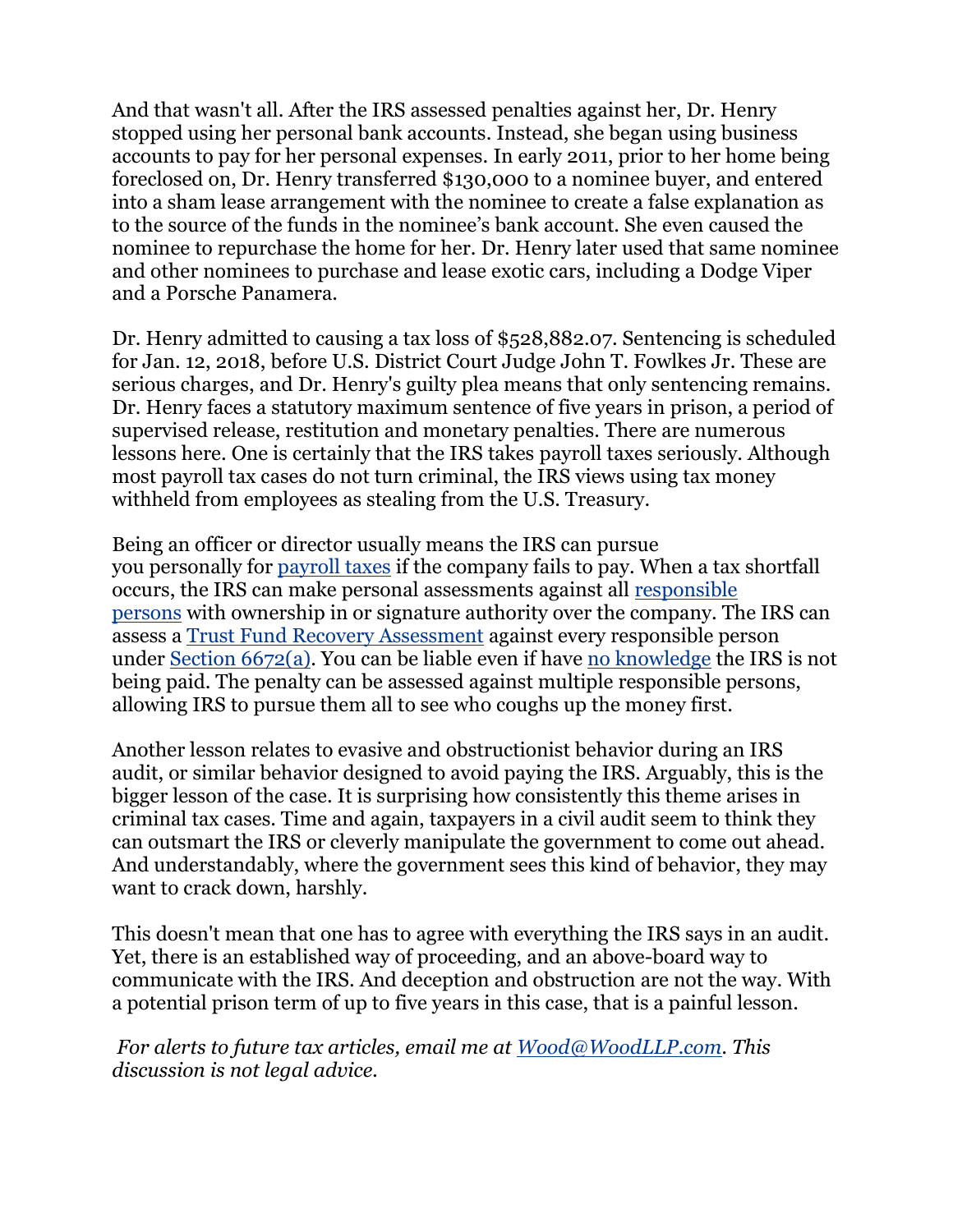And that wasn't all. After the IRS assessed penalties against her, Dr. Henry stopped using her personal bank accounts. Instead, she began using business accounts to pay for her personal expenses. In early 2011, prior to her home being foreclosed on, Dr. Henry transferred $130,000 to a nominee buyer, and entered into a sham lease arrangement with the nominee to create a false explanation as to the source of the funds in the nominee's bank account. She even caused the nominee to repurchase the home for her. Dr. Henry later used that same nominee and other nominees to purchase and lease exotic cars, including a Dodge Viper and a Porsche Panamera.

Dr. Henry admitted to causing a tax loss of $528,882.07. Sentencing is scheduled for Jan. 12, 2018, before U.S. District Court Judge John T. Fowlkes Jr. These are serious charges, and Dr. Henry's guilty plea means that only sentencing remains. Dr. Henry faces a statutory maximum sentence of five years in prison, a period of supervised release, restitution and monetary penalties. There are numerous lessons here. One is certainly that the IRS takes payroll taxes seriously. Although most payroll tax cases do not turn criminal, the IRS views using tax money withheld from employees as stealing from the U.S. Treasury.

Being an officer or director usually means the IRS can pursue you personally for payroll taxes if the company fails to pay. When a tax shortfall occurs, the IRS can make personal assessments against all responsible persons with ownership in or signature authority over the company. The IRS can assess a Trust Fund Recovery Assessment against every responsible person under Section 6672(a). You can be liable even if have no knowledge the IRS is not being paid. The penalty can be assessed against multiple responsible persons, allowing IRS to pursue them all to see who coughs up the money first.

Another lesson relates to evasive and obstructionist behavior during an IRS audit, or similar behavior designed to avoid paying the IRS. Arguably, this is the bigger lesson of the case. It is surprising how consistently this theme arises in criminal tax cases. Time and again, taxpayers in a civil audit seem to think they can outsmart the IRS or cleverly manipulate the government to come out ahead. And understandably, where the government sees this kind of behavior, they may want to crack down, harshly.

This doesn't mean that one has to agree with everything the IRS says in an audit. Yet, there is an established way of proceeding, and an above-board way to communicate with the IRS. And deception and obstruction are not the way. With a potential prison term of up to five years in this case, that is a painful lesson.

*For alerts to future tax articles, email me at Wood@WoodLLP.com. This discussion is not legal advice.*